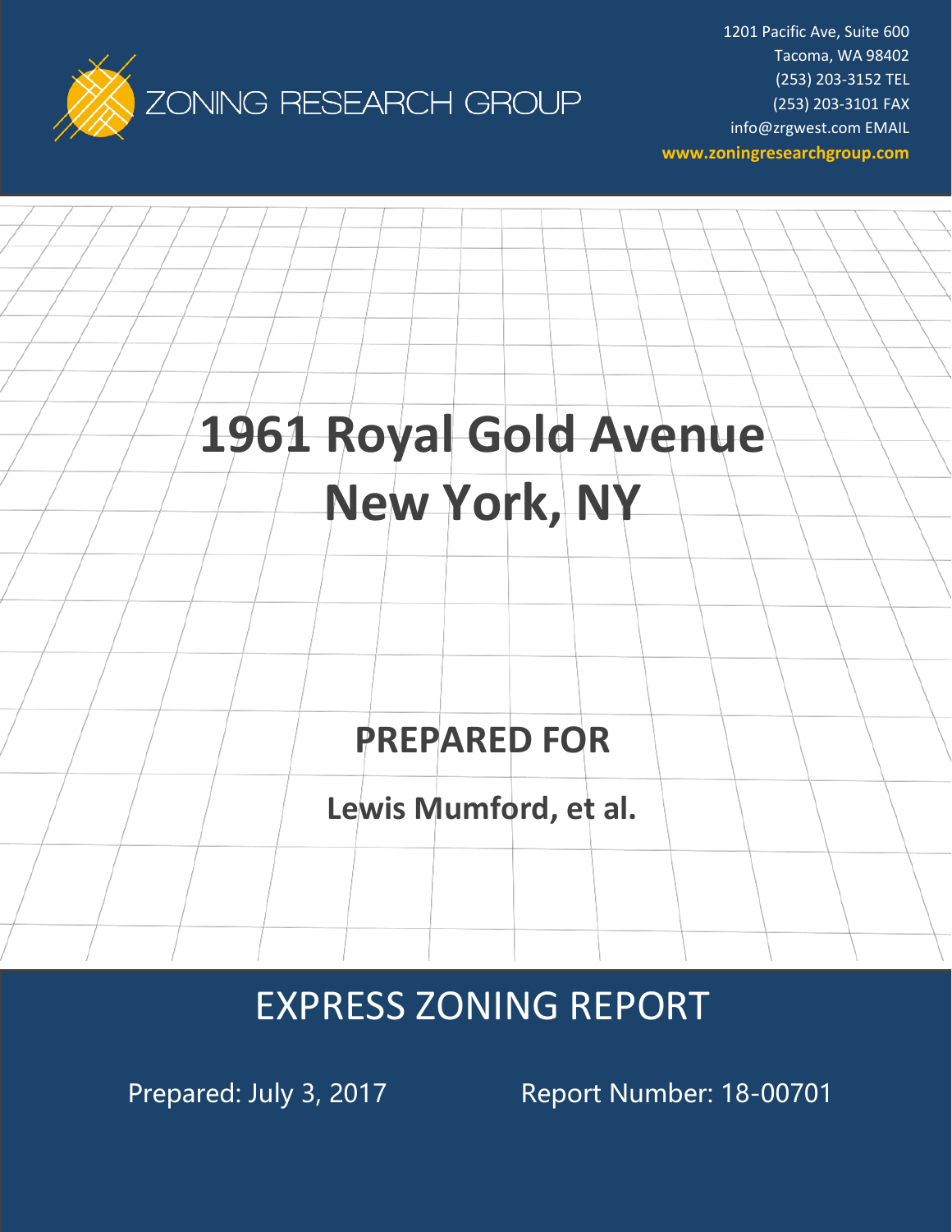ZONING RESEARCH GROUP

1201 Pacific Ave, Suite 600
Tacoma, WA 98402
(253) 203-3152 TEL
(253) 203-3101 FAX
info@zrgwest.com EMAIL
**www.zoningresearchgroup.com**

# 1961 Royal Gold Avenue
# New York, NY

## PREPARED FOR

**Lewis Mumford, et al.**

## EXPRESS ZONING REPORT

Prepared: July 3, 2017

Report Number: 18-00701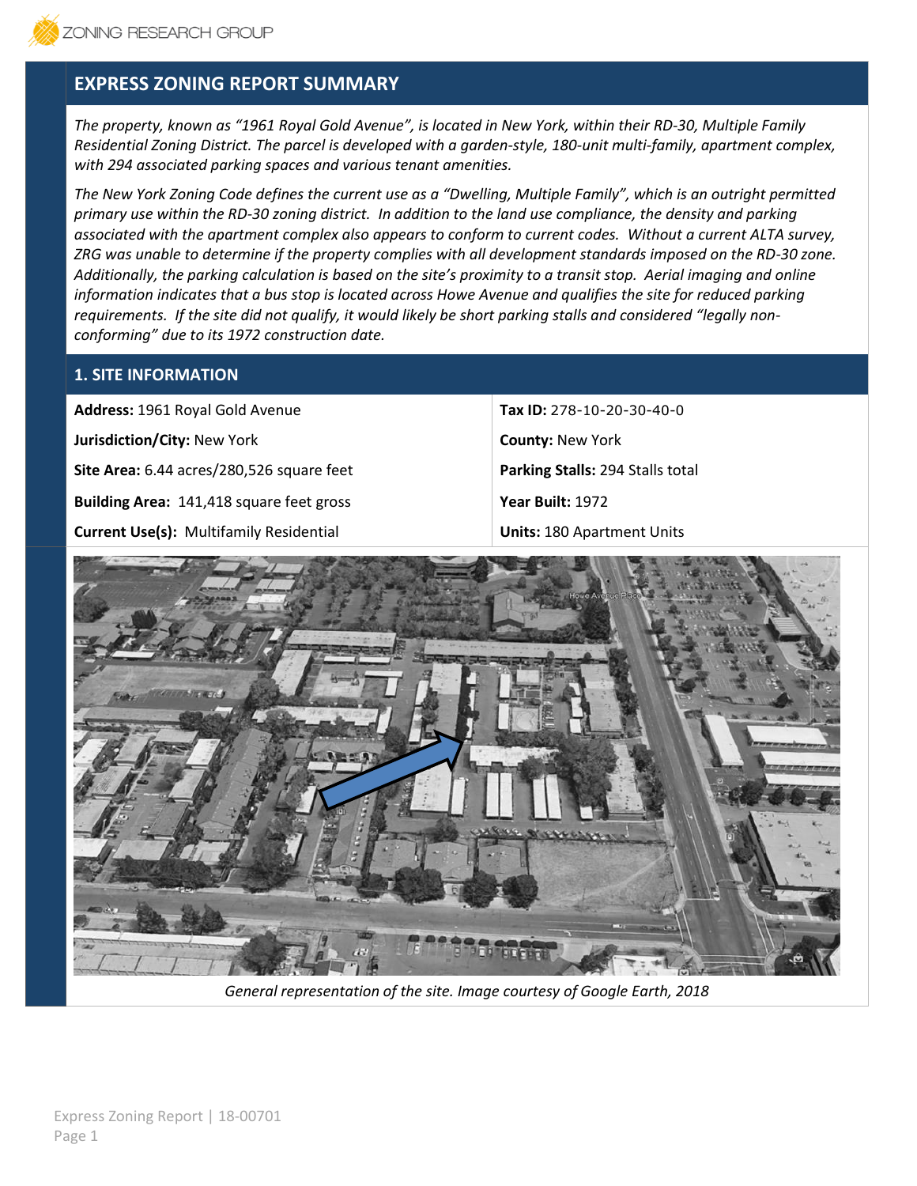## EXPRESS ZONING REPORT SUMMARY

*The property, known as "1961 Royal Gold Avenue", is located in New York, within their RD-30, Multiple Family Residential Zoning District. The parcel is developed with a garden-style, 180-unit multi-family, apartment complex, with 294 associated parking spaces and various tenant amenities.*

*The New York Zoning Code defines the current use as a "Dwelling, Multiple Family", which is an outright permitted primary use within the RD-30 zoning district. In addition to the land use compliance, the density and parking associated with the apartment complex also appears to conform to current codes. Without a current ALTA survey, ZRG was unable to determine if the property complies with all development standards imposed on the RD-30 zone. Additionally, the parking calculation is based on the site's proximity to a transit stop. Aerial imaging and online information indicates that a bus stop is located across Howe Avenue and qualifies the site for reduced parking requirements. If the site did not qualify, it would likely be short parking stalls and considered "legally non-conforming" due to its 1972 construction date.*

## 1. SITE INFORMATION

| | |
|---|---|
| **Address:** 1961 Royal Gold Avenue | **Tax ID:** 278-10-20-30-40-0 |
| **Jurisdiction/City:** New York | **County:** New York |
| **Site Area:** 6.44 acres/280,526 square feet | **Parking Stalls:** 294 Stalls total |
| **Building Area:** 141,418 square feet gross | **Year Built:** 1972 |
| **Current Use(s):** Multifamily Residential | **Units:** 180 Apartment Units |

*General representation of the site. Image courtesy of Google Earth, 2018*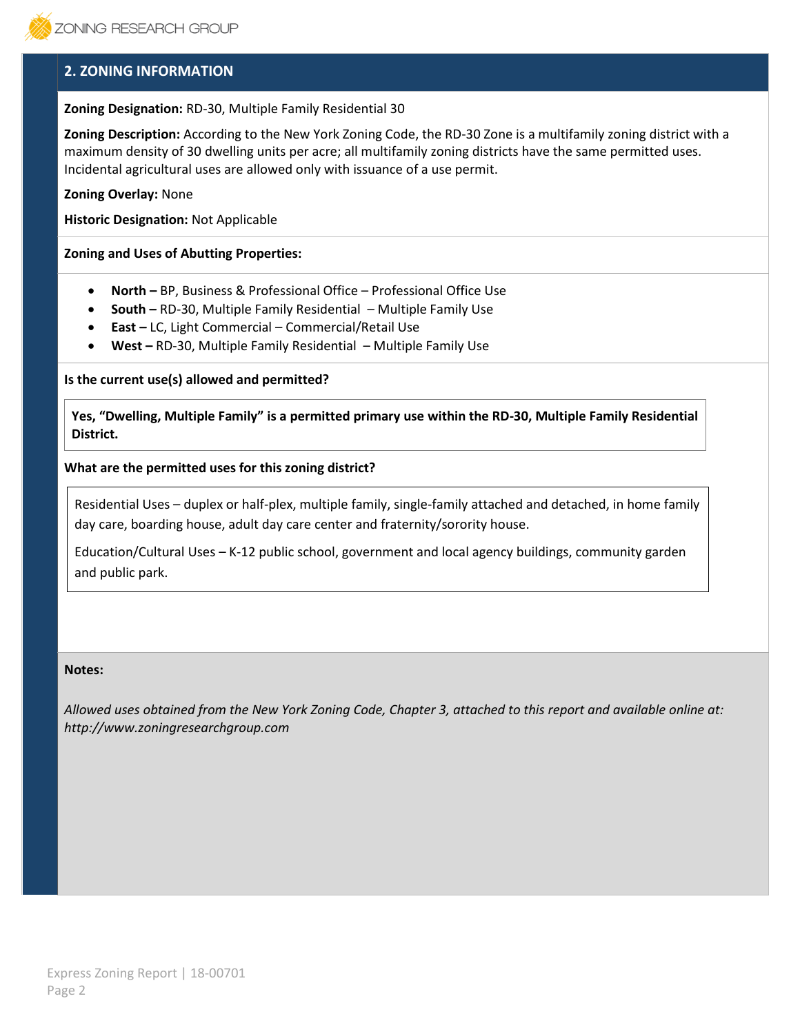## 2. ZONING INFORMATION

**Zoning Designation:** RD-30, Multiple Family Residential 30

**Zoning Description:** According to the New York Zoning Code, the RD-30 Zone is a multifamily zoning district with a maximum density of 30 dwelling units per acre; all multifamily zoning districts have the same permitted uses. Incidental agricultural uses are allowed only with issuance of a use permit.

**Zoning Overlay:** None

**Historic Designation:** Not Applicable

**Zoning and Uses of Abutting Properties:**

- **North –** BP, Business & Professional Office – Professional Office Use
- **South –** RD-30, Multiple Family Residential – Multiple Family Use
- **East –** LC, Light Commercial – Commercial/Retail Use
- **West –** RD-30, Multiple Family Residential – Multiple Family Use

**Is the current use(s) allowed and permitted?**

**Yes, "Dwelling, Multiple Family" is a permitted primary use within the RD-30, Multiple Family Residential District.**

**What are the permitted uses for this zoning district?**

Residential Uses – duplex or half-plex, multiple family, single-family attached and detached, in home family day care, boarding house, adult day care center and fraternity/sorority house.

Education/Cultural Uses – K-12 public school, government and local agency buildings, community garden and public park.

**Notes:**

*Allowed uses obtained from the New York Zoning Code, Chapter 3, attached to this report and available online at: http://www.zoningresearchgroup.com*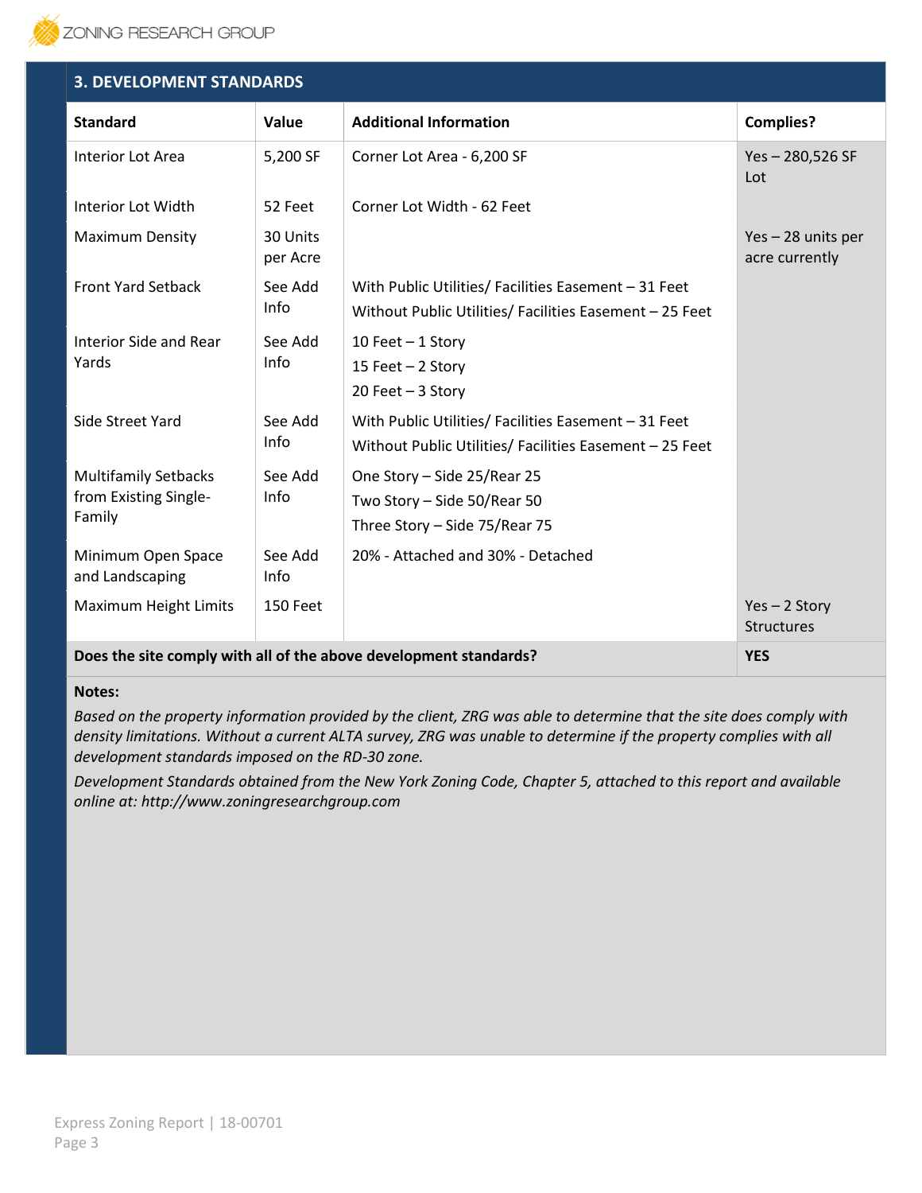## 3. DEVELOPMENT STANDARDS

| Standard | Value | Additional Information | Complies? |
|---|---|---|---|
| Interior Lot Area | 5,200 SF | Corner Lot Area - 6,200 SF | Yes – 280,526 SF Lot |
| Interior Lot Width | 52 Feet | Corner Lot Width - 62 Feet | |
| Maximum Density | 30 Units per Acre | | Yes – 28 units per acre currently |
| Front Yard Setback | See Add Info | With Public Utilities/ Facilities Easement – 31 Feet<br>Without Public Utilities/ Facilities Easement – 25 Feet | |
| Interior Side and Rear Yards | See Add Info | 10 Feet – 1 Story<br>15 Feet – 2 Story<br>20 Feet – 3 Story | |
| Side Street Yard | See Add Info | With Public Utilities/ Facilities Easement – 31 Feet<br>Without Public Utilities/ Facilities Easement – 25 Feet | |
| Multifamily Setbacks from Existing Single-Family | See Add Info | One Story – Side 25/Rear 25<br>Two Story – Side 50/Rear 50<br>Three Story – Side 75/Rear 75 | |
| Minimum Open Space and Landscaping | See Add Info | 20% - Attached and 30% - Detached | |
| Maximum Height Limits | 150 Feet | | Yes – 2 Story Structures |
| **Does the site comply with all of the above development standards?** | | | **YES** |

**Notes:**

*Based on the property information provided by the client, ZRG was able to determine that the site does comply with density limitations. Without a current ALTA survey, ZRG was unable to determine if the property complies with all development standards imposed on the RD-30 zone.*

*Development Standards obtained from the New York Zoning Code, Chapter 5, attached to this report and available online at: http://www.zoningresearchgroup.com*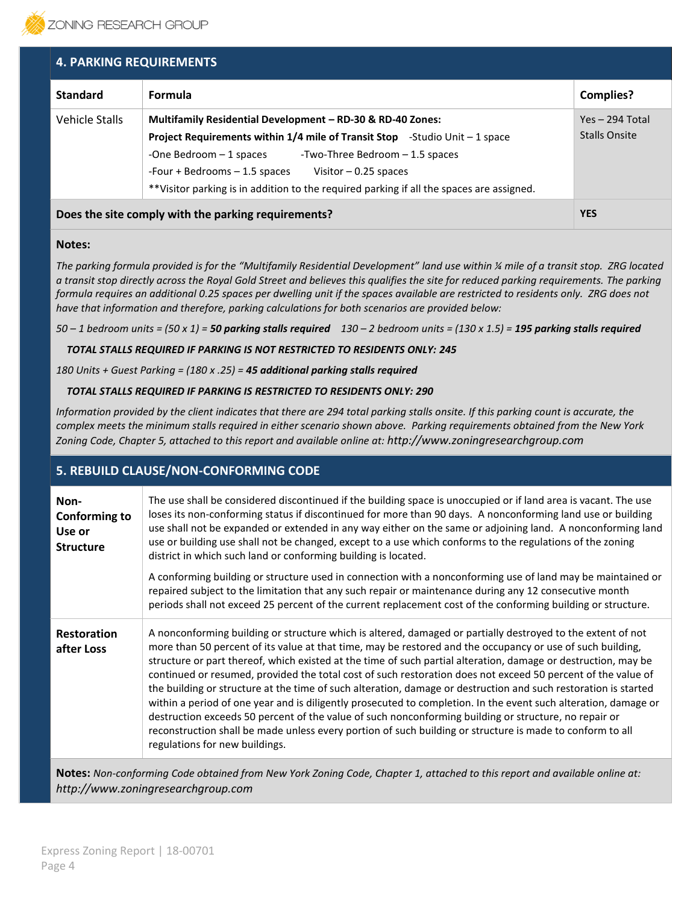## 4. PARKING REQUIREMENTS

| Standard | Formula | Complies? |
|---|---|---|
| Vehicle Stalls | **Multifamily Residential Development – RD-30 & RD-40 Zones:**<br>**Project Requirements within 1/4 mile of Transit Stop** -Studio Unit – 1 space<br>-One Bedroom – 1 spaces -Two-Three Bedroom – 1.5 spaces<br>-Four + Bedrooms – 1.5 spaces Visitor – 0.25 spaces<br>**Visitor parking is in addition to the required parking if all the spaces are assigned. | Yes – 294 Total Stalls Onsite |
| **Does the site comply with the parking requirements?** | | **YES** |

**Notes:**

*The parking formula provided is for the "Multifamily Residential Development" land use within ¼ mile of a transit stop. ZRG located a transit stop directly across the Royal Gold Street and believes this qualifies the site for reduced parking requirements. The parking formula requires an additional 0.25 spaces per dwelling unit if the spaces available are restricted to residents only. ZRG does not have that information and therefore, parking calculations for both scenarios are provided below:*

*50 – 1 bedroom units = (50 x 1) = **50 parking stalls required*** *130 – 2 bedroom units = (130 x 1.5) = **195 parking stalls required***

***TOTAL STALLS REQUIRED IF PARKING IS NOT RESTRICTED TO RESIDENTS ONLY: 245***

*180 Units + Guest Parking = (180 x .25) = **45 additional parking stalls required***

***TOTAL STALLS REQUIRED IF PARKING IS RESTRICTED TO RESIDENTS ONLY: 290***

*Information provided by the client indicates that there are 294 total parking stalls onsite. If this parking count is accurate, the complex meets the minimum stalls required in either scenario shown above. Parking requirements obtained from the New York Zoning Code, Chapter 5, attached to this report and available online at: http://www.zoningresearchgroup.com*

## 5. REBUILD CLAUSE/NON-CONFORMING CODE

| | |
|---|---|
| **Non-Conforming to Use or Structure** | The use shall be considered discontinued if the building space is unoccupied or if land area is vacant. The use loses its non-conforming status if discontinued for more than 90 days. A nonconforming land use or building use shall not be expanded or extended in any way either on the same or adjoining land. A nonconforming land use or building use shall not be changed, except to a use which conforms to the regulations of the zoning district in which such land or conforming building is located.<br><br>A conforming building or structure used in connection with a nonconforming use of land may be maintained or repaired subject to the limitation that any such repair or maintenance during any 12 consecutive month periods shall not exceed 25 percent of the current replacement cost of the conforming building or structure. |
| **Restoration after Loss** | A nonconforming building or structure which is altered, damaged or partially destroyed to the extent of not more than 50 percent of its value at that time, may be restored and the occupancy or use of such building, structure or part thereof, which existed at the time of such partial alteration, damage or destruction, may be continued or resumed, provided the total cost of such restoration does not exceed 50 percent of the value of the building or structure at the time of such alteration, damage or destruction and such restoration is started within a period of one year and is diligently prosecuted to completion. In the event such alteration, damage or destruction exceeds 50 percent of the value of such nonconforming building or structure, no repair or reconstruction shall be made unless every portion of such building or structure is made to conform to all regulations for new buildings. |

**Notes:** *Non-conforming Code obtained from New York Zoning Code, Chapter 1, attached to this report and available online at: http://www.zoningresearchgroup.com*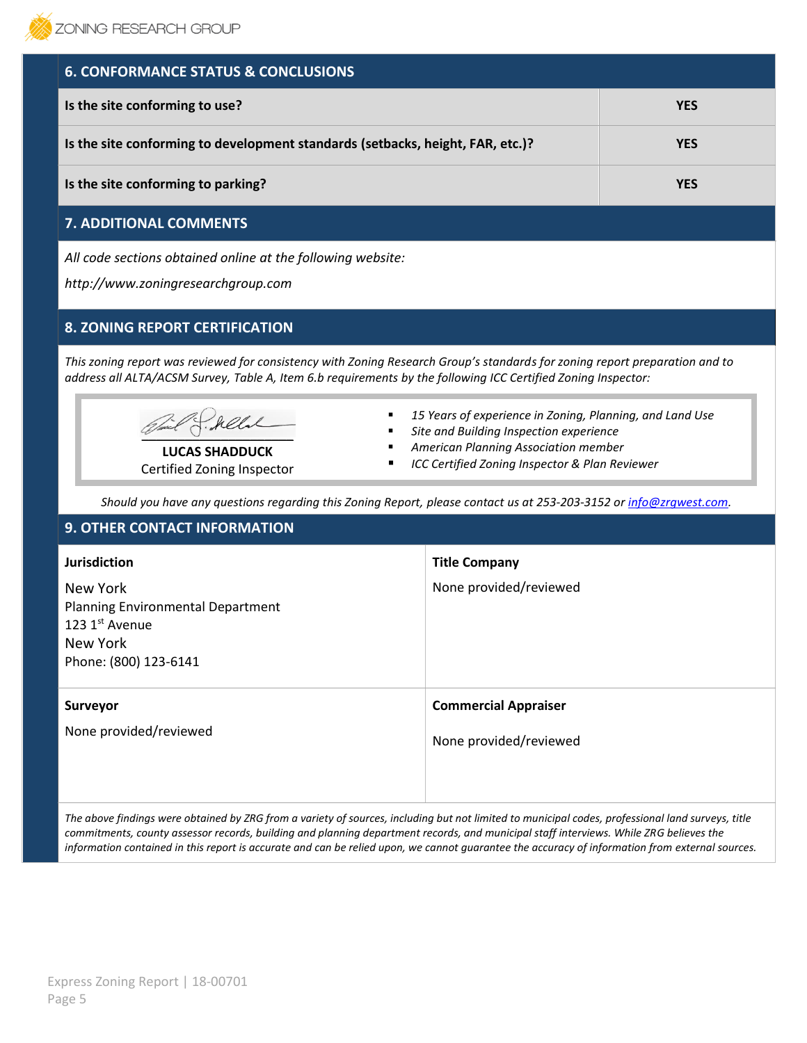## 6. CONFORMANCE STATUS & CONCLUSIONS

| | |
|---|---|
| **Is the site conforming to use?** | **YES** |
| **Is the site conforming to development standards (setbacks, height, FAR, etc.)?** | **YES** |
| **Is the site conforming to parking?** | **YES** |

## 7. ADDITIONAL COMMENTS

*All code sections obtained online at the following website:*

*http://www.zoningresearchgroup.com*

## 8. ZONING REPORT CERTIFICATION

*This zoning report was reviewed for consistency with Zoning Research Group's standards for zoning report preparation and to address all ALTA/ACSM Survey, Table A, Item 6.b requirements by the following ICC Certified Zoning Inspector:*

**LUCAS SHADDUCK**
Certified Zoning Inspector

- *15 Years of experience in Zoning, Planning, and Land Use*
- *Site and Building Inspection experience*
- *American Planning Association member*
- *ICC Certified Zoning Inspector & Plan Reviewer*

*Should you have any questions regarding this Zoning Report, please contact us at 253-203-3152 or info@zrgwest.com.*

## 9. OTHER CONTACT INFORMATION

**Jurisdiction**

New York
Planning Environmental Department
123 1st Avenue
New York
Phone: (800) 123-6141

**Title Company**

None provided/reviewed

**Surveyor**

None provided/reviewed

**Commercial Appraiser**

None provided/reviewed

*The above findings were obtained by ZRG from a variety of sources, including but not limited to municipal codes, professional land surveys, title commitments, county assessor records, building and planning department records, and municipal staff interviews. While ZRG believes the information contained in this report is accurate and can be relied upon, we cannot guarantee the accuracy of information from external sources.*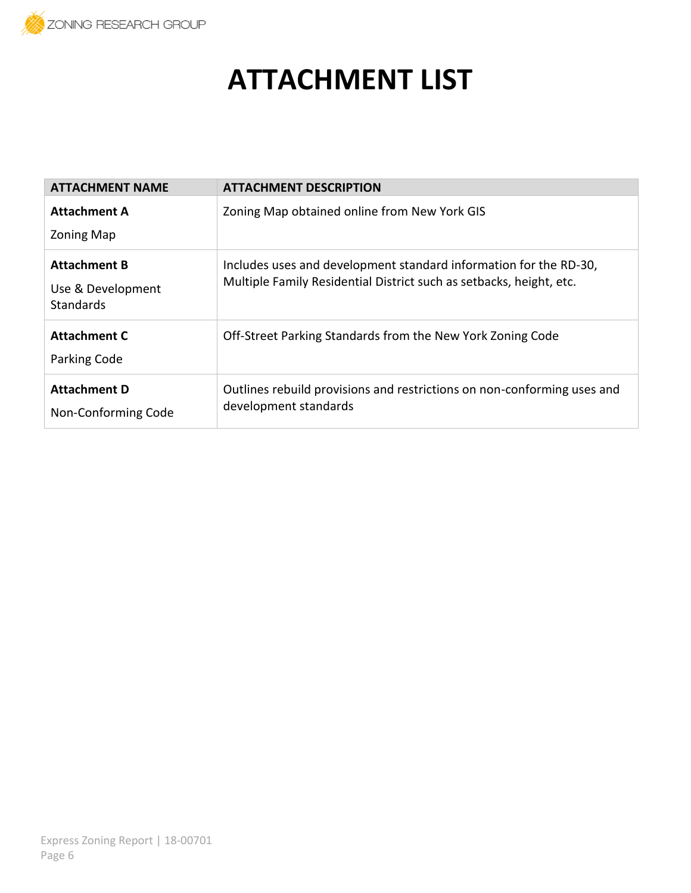# ATTACHMENT LIST

| ATTACHMENT NAME | ATTACHMENT DESCRIPTION |
| --- | --- |
| **Attachment A**<br>Zoning Map | Zoning Map obtained online from New York GIS |
| **Attachment B**<br>Use & Development Standards | Includes uses and development standard information for the RD-30, Multiple Family Residential District such as setbacks, height, etc. |
| **Attachment C**<br>Parking Code | Off-Street Parking Standards from the New York Zoning Code |
| **Attachment D**<br>Non-Conforming Code | Outlines rebuild provisions and restrictions on non-conforming uses and development standards |